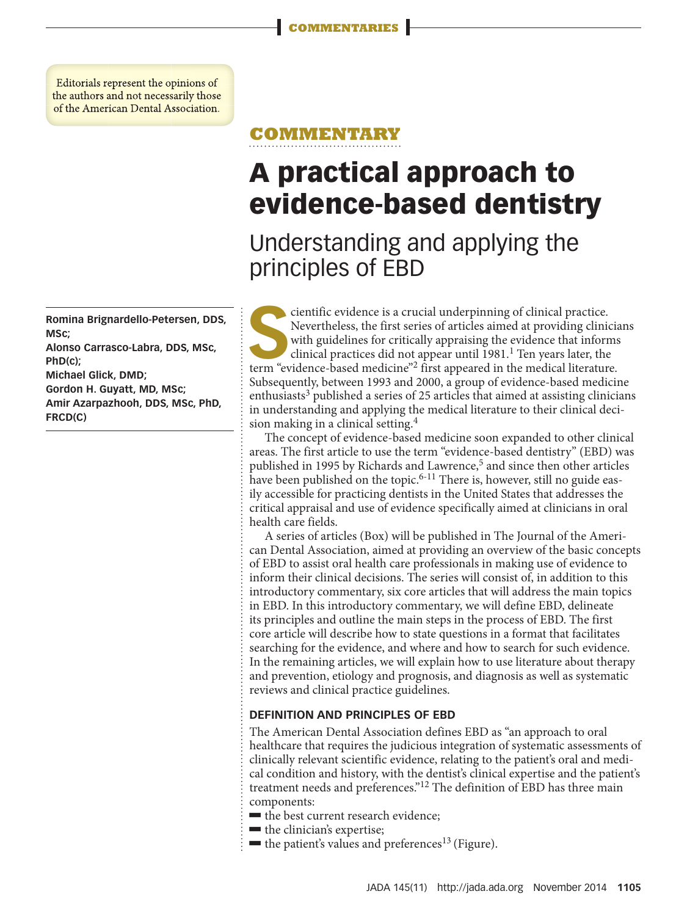Editorials represent the opinions of the authors and not necessarily those of the American Dental Association.

COMMENTARY

# A practical approach to evidence-based dentistry

## Understanding and applying the principles of EBD

**Romina Brignardello-Petersen, DDS, MSc; Alonso Carrasco-Labra, DDS, MSc, PhD(c); Michael Glick, DMD; Gordon H. Guyatt, MD, MSc; Amir Azarpazhooh, DDS, MSc, PhD, FRCD(C)**

Scientific evidence is a crucial underpinning of clinical practice. Nevertheless, the first series of articles aimed at providing clinicians with guidelines for critically appraising the evidence that informs clinical practices did not appear until 1981.[1] Ten years later, the term "evidence-based medicine"[2] first appeared in the medical literature. Subsequently, between 1993 and 2000, a group of evidence-based medicine enthusiasts[3] published a series of 25 articles that aimed at assisting clinicians in understanding and applying the medical literature to their clinical decision making in a clinical setting.[4]

The concept of evidence-based medicine soon expanded to other clinical areas. The first article to use the term "evidence-based dentistry" (EBD) was published in 1995 by Richards and Lawrence,[5] and since then other articles have been published on the topic.[6-11] There is, however, still no guide easily accessible for practicing dentists in the United States that addresses the critical appraisal and use of evidence specifically aimed at clinicians in oral health care fields.

A series of articles (Box) will be published in The Journal of the American Dental Association, aimed at providing an overview of the basic concepts of EBD to assist oral health care professionals in making use of evidence to inform their clinical decisions. The series will consist of, in addition to this introductory commentary, six core articles that will address the main topics in EBD. In this introductory commentary, we will define EBD, delineate its principles and outline the main steps in the process of EBD. The first core article will describe how to state questions in a format that facilitates searching for the evidence, and where and how to search for such evidence. In the remaining articles, we will explain how to use literature about therapy and prevention, etiology and prognosis, and diagnosis as well as systematic reviews and clinical practice guidelines.

### DEFINITION AND PRINCIPLES OF EBD

The American Dental Association defines EBD as "an approach to oral healthcare that requires the judicious integration of systematic assessments of clinically relevant scientific evidence, relating to the patient's oral and medical condition and history, with the dentist's clinical expertise and the patient's treatment needs and preferences."[12] The definition of EBD has three main components:

- the best current research evidence;
- the clinician's expertise;
- the patient's values and preferences[13] (Figure).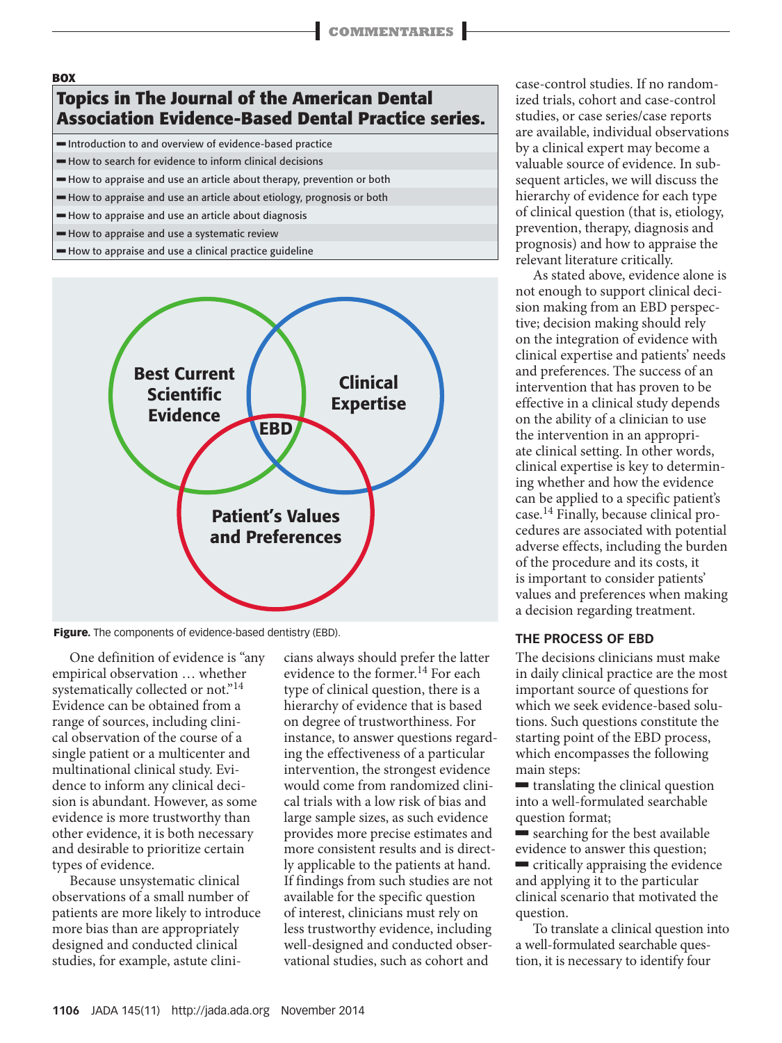**BOX**

### Topics in The Journal of the American Dental Association Evidence-Based Dental Practice series.

- Introduction to and overview of evidence-based practice
- How to search for evidence to inform clinical decisions
- How to appraise and use an article about therapy, prevention or both
- How to appraise and use an article about etiology, prognosis or both
- How to appraise and use an article about diagnosis
- How to appraise and use a systematic review
- How to appraise and use a clinical practice guideline

**Figure.** The components of evidence-based dentistry (EBD).

One definition of evidence is "any empirical observation … whether systematically collected or not."[14] Evidence can be obtained from a range of sources, including clinical observation of the course of a single patient or a multicenter and multinational clinical study. Evidence to inform any clinical decision is abundant. However, as some evidence is more trustworthy than other evidence, it is both necessary and desirable to prioritize certain types of evidence.

Because unsystematic clinical observations of a small number of patients are more likely to introduce more bias than are appropriately designed and conducted clinical studies, for example, astute clinicians always should prefer the latter evidence to the former.[14] For each type of clinical question, there is a hierarchy of evidence that is based on degree of trustworthiness. For instance, to answer questions regarding the effectiveness of a particular intervention, the strongest evidence would come from randomized clinical trials with a low risk of bias and large sample sizes, as such evidence provides more precise estimates and more consistent results and is directly applicable to the patients at hand. If findings from such studies are not available for the specific question of interest, clinicians must rely on less trustworthy evidence, including well-designed and conducted observational studies, such as cohort and case-control studies. If no randomized trials, cohort and case-control studies, or case series/case reports are available, individual observations by a clinical expert may become a valuable source of evidence. In subsequent articles, we will discuss the hierarchy of evidence for each type of clinical question (that is, etiology, prevention, therapy, diagnosis and prognosis) and how to appraise the relevant literature critically.

As stated above, evidence alone is not enough to support clinical decision making from an EBD perspective; decision making should rely on the integration of evidence with clinical expertise and patients' needs and preferences. The success of an intervention that has proven to be effective in a clinical study depends on the ability of a clinician to use the intervention in an appropriate clinical setting. In other words, clinical expertise is key to determining whether and how the evidence can be applied to a specific patient's case.[14] Finally, because clinical procedures are associated with potential adverse effects, including the burden of the procedure and its costs, it is important to consider patients' values and preferences when making a decision regarding treatment.

### THE PROCESS OF EBD

The decisions clinicians must make in daily clinical practice are the most important source of questions for which we seek evidence-based solutions. Such questions constitute the starting point of the EBD process, which encompasses the following main steps:

- translating the clinical question into a well-formulated searchable question format;
- searching for the best available evidence to answer this question;
- critically appraising the evidence and applying it to the particular clinical scenario that motivated the question.

To translate a clinical question into a well-formulated searchable question, it is necessary to identify four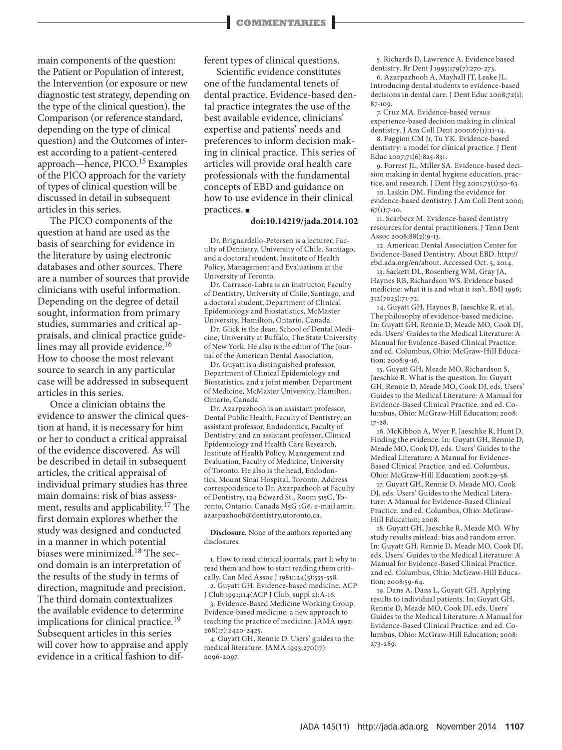main components of the question: the Patient or Population of interest, the Intervention (or exposure or new diagnostic test strategy, depending on the type of the clinical question), the Comparison (or reference standard, depending on the type of clinical question) and the Outcomes of interest according to a patient-centered approach—hence, PICO.[15] Examples of the PICO approach for the variety of types of clinical question will be discussed in detail in subsequent articles in this series.

The PICO components of the question at hand are used as the basis of searching for evidence in the literature by using electronic databases and other sources. There are a number of sources that provide clinicians with useful information. Depending on the degree of detail sought, information from primary studies, summaries and critical appraisals, and clinical practice guidelines may all provide evidence.[16] How to choose the most relevant source to search in any particular case will be addressed in subsequent articles in this series.

Once a clinician obtains the evidence to answer the clinical question at hand, it is necessary for him or her to conduct a critical appraisal of the evidence discovered. As will be described in detail in subsequent articles, the critical appraisal of individual primary studies has three main domains: risk of bias assessment, results and applicability.[17] The first domain explores whether the study was designed and conducted in a manner in which potential biases were minimized.[18] The second domain is an interpretation of the results of the study in terms of direction, magnitude and precision. The third domain contextualizes the available evidence to determine implications for clinical practice.[19] Subsequent articles in this series will cover how to appraise and apply evidence in a critical fashion to different types of clinical questions.

Scientific evidence constitutes one of the fundamental tenets of dental practice. Evidence-based dental practice integrates the use of the best available evidence, clinicians' expertise and patients' needs and preferences to inform decision making in clinical practice. This series of articles will provide oral health care professionals with the fundamental concepts of EBD and guidance on how to use evidence in their clinical practices. ■

**doi:10.14219/jada.2014.102**

Dr. Brignardello-Petersen is a lecturer, Faculty of Dentistry, University of Chile, Santiago, and a doctoral student, Institute of Health Policy, Management and Evaluations at the University of Toronto.

Dr. Carrasco-Labra is an instructor, Faculty of Dentistry, University of Chile, Santiago, and a doctoral student, Department of Clinical Epidemiology and Biostatistics, McMaster University, Hamilton, Ontario, Canada.

Dr. Glick is the dean, School of Dental Medicine, University at Buffalo, The State University of New York. He also is the editor of The Journal of the American Dental Association.

Dr. Guyatt is a distinguished professor, Department of Clinical Epidemiology and Biostatistics, and a joint member, Department of Medicine, McMaster University, Hamilton, Ontario, Canada.

Dr. Azarpazhooh is an assistant professor, Dental Public Health, Faculty of Dentistry; an assistant professor, Endodontics, Faculty of Dentistry; and an assistant professor, Clinical Epidemiology and Health Care Research, Institute of Health Policy, Management and Evaluation, Faculty of Medicine, University of Toronto. He also is the head, Endodontics, Mount Sinai Hospital, Toronto. Address correspondence to Dr. Azarpazhooh at Faculty of Dentistry, 124 Edward St., Room 515C, Toronto, Ontario, Canada M5G 1G6, e-mail amir.azarpazhooh@dentistry.utoronto.ca.

**Disclosure.** None of the authors reported any disclosures.

1. How to read clinical journals, part I: why to read them and how to start reading them critically. Can Med Assoc J 1981;124(5):555-558.
2. Guyatt GH. Evidence-based medicine. ACP J Club 1991;114(ACP J Club, suppl 2):A-16.
3. Evidence-Based Medicine Working Group. Evidence-based medicine: a new approach to teaching the practice of medicine. JAMA 1992; 268(17):2420-2425.
4. Guyatt GH, Rennie D. Users' guides to the medical literature. JAMA 1993;270(17): 2096-2097.
5. Richards D, Lawrence A. Evidence based dentistry. Br Dent J 1995;179(7):270-273.
6. Azarpazhooh A, Mayhall JT, Leake JL. Introducing dental students to evidence-based decisions in dental care. J Dent Educ 2008;72(1): 87-109.
7. Cruz MA. Evidence-based versus experience-based decision making in clinical dentistry. J Am Coll Dent 2000;67(1):11-14.
8. Faggion CM Jr, Tu YK. Evidence-based dentistry: a model for clinical practice. J Dent Educ 2007;71(6):825-831.
9. Forrest JL, Miller SA. Evidence-based decision making in dental hygiene education, practice, and research. J Dent Hyg 2001;75(1):50-63.
10. Laskin DM. Finding the evidence for evidence-based dentistry. J Am Coll Dent 2000; 67(1):7-10.
11. Scarbecz M. Evidence-based dentistry resources for dental practitioners. J Tenn Dent Assoc 2008;88(2):9-13.
12. American Dental Association Center for Evidence-Based Dentistry. About EBD. http://ebd.ada.org/en/about. Accessed Oct. 5, 2014.
13. Sackett DL, Rosenberg WM, Gray JA, Haynes RB, Richardson WS. Evidence based medicine: what it is and what it isn't. BMJ 1996; 312(7023):71-72.
14. Guyatt GH, Haynes B, Jaeschke R, et al. The philosophy of evidence-based medicine. In: Guyatt GH, Rennie D, Meade MO, Cook DJ, eds. Users' Guides to the Medical Literature: A Manual for Evidence-Based Clinical Practice. 2nd ed. Columbus, Ohio: McGraw-Hill Education; 2008:9-16.
15. Guyatt GH, Meade MO, Richardson S, Jaeschke R. What is the question. In: Guyatt GH, Rennie D, Meade MO, Cook DJ, eds. Users' Guides to the Medical Literature: A Manual for Evidence-Based Clinical Practice. 2nd ed. Columbus, Ohio: McGraw-Hill Education; 2008: 17-28.
16. McKibbon A, Wyer P, Jaeschke R, Hunt D. Finding the evidence. In: Guyatt GH, Rennie D, Meade MO, Cook DJ, eds. Users' Guides to the Medical Literature: A Manual for Evidence-Based Clinical Practice. 2nd ed. Columbus, Ohio: McGraw-Hill Education; 2008:29-58.
17. Guyatt GH, Rennie D, Meade MO, Cook DJ, eds. Users' Guides to the Medical Literature: A Manual for Evidence-Based Clinical Practice. 2nd ed. Columbus, Ohio: McGraw-Hill Education; 2008.
18. Guyatt GH, Jaeschke R, Meade MO. Why study results mislead: bias and random error. In: Guyatt GH, Rennie D, Meade MO, Cook DJ, eds. Users' Guides to the Medical Literature: A Manual for Evidence-Based Clinical Practice. 2nd ed. Columbus, Ohio: McGraw-Hill Education; 2008:59-64.
19. Dans A, Dans L, Guyatt GH. Applying results to individual patients. In: Guyatt GH, Rennie D, Meade MO, Cook DJ, eds. Users' Guides to the Medical Literature: A Manual for Evidence-Based Clinical Practice. 2nd ed. Columbus, Ohio: McGraw-Hill Education; 2008: 273-289.